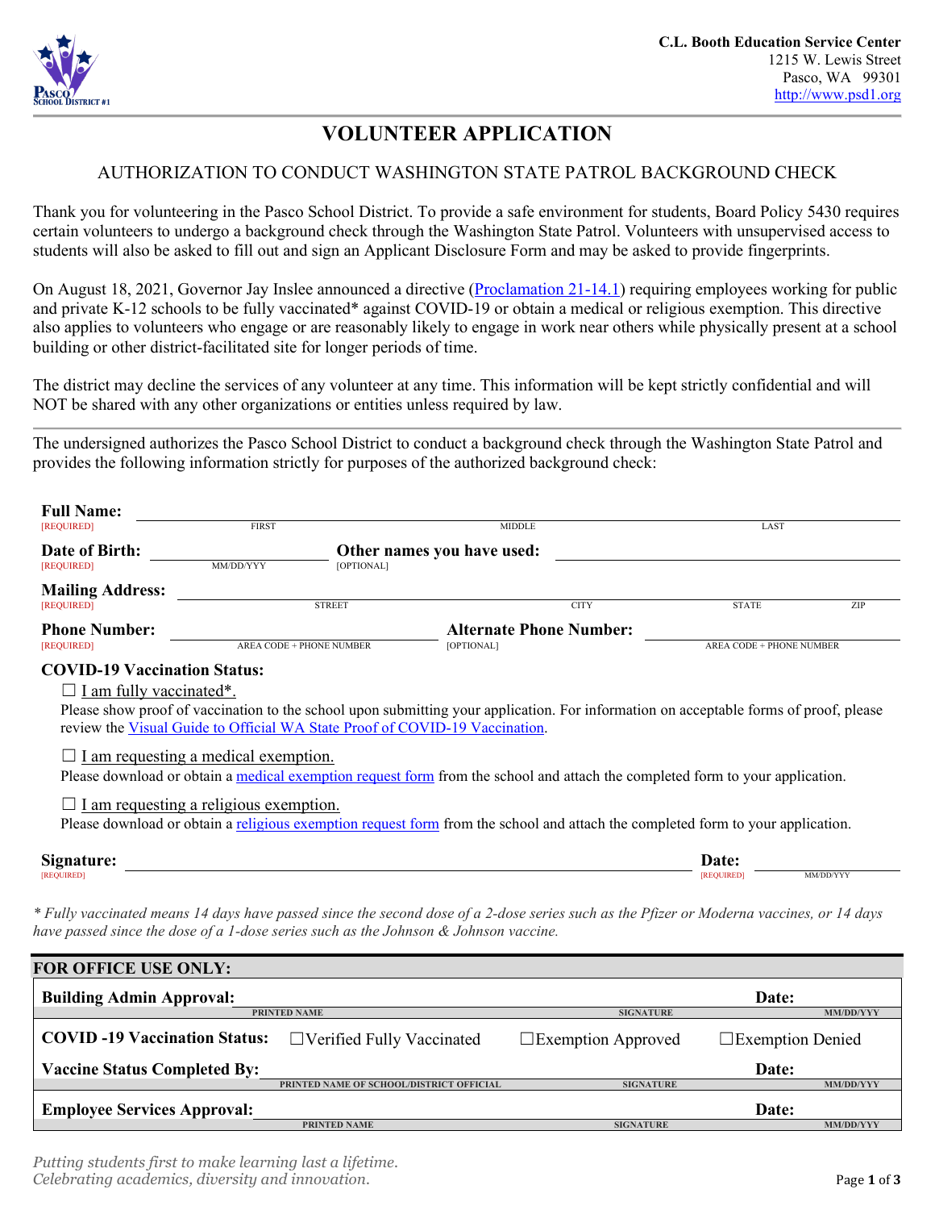C.L. Booth Education Service Center
1215 W. Lewis Street
Pasco, WA 99301
http://www.psd1.org

# VOLUNTEER APPLICATION

## AUTHORIZATION TO CONDUCT WASHINGTON STATE PATROL BACKGROUND CHECK

Thank you for volunteering in the Pasco School District. To provide a safe environment for students, Board Policy 5430 requires certain volunteers to undergo a background check through the Washington State Patrol. Volunteers with unsupervised access to students will also be asked to fill out and sign an Applicant Disclosure Form and may be asked to provide fingerprints.

On August 18, 2021, Governor Jay Inslee announced a directive (Proclamation 21-14.1) requiring employees working for public and private K-12 schools to be fully vaccinated* against COVID-19 or obtain a medical or religious exemption. This directive also applies to volunteers who engage or are reasonably likely to engage in work near others while physically present at a school building or other district-facilitated site for longer periods of time.

The district may decline the services of any volunteer at any time. This information will be kept strictly confidential and will NOT be shared with any other organizations or entities unless required by law.

---

The undersigned authorizes the Pasco School District to conduct a background check through the Washington State Patrol and provides the following information strictly for purposes of the authorized background check:

**Full Name:** [REQUIRED] ______________ FIRST ______________ MIDDLE ______________ LAST

**Date of Birth:** [REQUIRED] ______________ MM/DD/YYY **Other names you have used:** [OPTIONAL] ______________

**Mailing Address:** [REQUIRED] ______________ STREET ______________ CITY ______________ STATE ______________ ZIP

**Phone Number:** [REQUIRED] ______________ AREA CODE + PHONE NUMBER **Alternate Phone Number:** [OPTIONAL] ______________ AREA CODE + PHONE NUMBER

**COVID-19 Vaccination Status:**

☐ I am fully vaccinated*.
Please show proof of vaccination to the school upon submitting your application. For information on acceptable forms of proof, please review the Visual Guide to Official WA State Proof of COVID-19 Vaccination.

☐ I am requesting a medical exemption.
Please download or obtain a medical exemption request form from the school and attach the completed form to your application.

☐ I am requesting a religious exemption.
Please download or obtain a religious exemption request form from the school and attach the completed form to your application.

**Signature:** [REQUIRED] ______________ **Date:** [REQUIRED] ______________ MM/DD/YYY

*\* Fully vaccinated means 14 days have passed since the second dose of a 2-dose series such as the Pfizer or Moderna vaccines, or 14 days have passed since the dose of a 1-dose series such as the Johnson & Johnson vaccine.*

**FOR OFFICE USE ONLY:**

| | | | |
|---|---|---|---|
| **Building Admin Approval:** ______________ PRINTED NAME | ______________ SIGNATURE | | **Date:** ______________ MM/DD/YYY |
| **COVID -19 Vaccination Status:** | ☐Verified Fully Vaccinated | ☐Exemption Approved | ☐Exemption Denied |
| **Vaccine Status Completed By:** ______________ PRINTED NAME OF SCHOOL/DISTRICT OFFICIAL | ______________ SIGNATURE | | **Date:** ______________ MM/DD/YYY |
| **Employee Services Approval:** ______________ PRINTED NAME | ______________ SIGNATURE | | **Date:** ______________ MM/DD/YYY |

*Putting students first to make learning last a lifetime.*
*Celebrating academics, diversity and innovation.*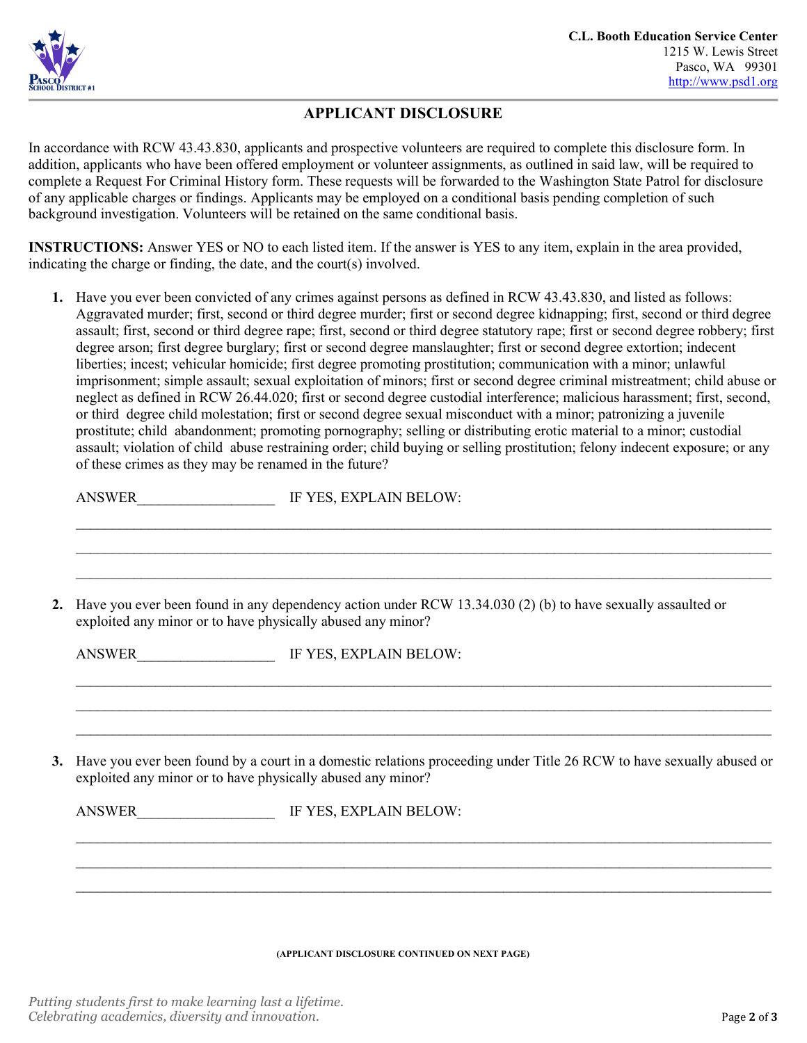C.L. Booth Education Service Center
1215 W. Lewis Street
Pasco, WA 99301
http://www.psd1.org

## APPLICANT DISCLOSURE

In accordance with RCW 43.43.830, applicants and prospective volunteers are required to complete this disclosure form. In addition, applicants who have been offered employment or volunteer assignments, as outlined in said law, will be required to complete a Request For Criminal History form. These requests will be forwarded to the Washington State Patrol for disclosure of any applicable charges or findings. Applicants may be employed on a conditional basis pending completion of such background investigation. Volunteers will be retained on the same conditional basis.

**INSTRUCTIONS:** Answer YES or NO to each listed item. If the answer is YES to any item, explain in the area provided, indicating the charge or finding, the date, and the court(s) involved.

1. Have you ever been convicted of any crimes against persons as defined in RCW 43.43.830, and listed as follows: Aggravated murder; first, second or third degree murder; first or second degree kidnapping; first, second or third degree assault; first, second or third degree rape; first, second or third degree statutory rape; first or second degree robbery; first degree arson; first degree burglary; first or second degree manslaughter; first or second degree extortion; indecent liberties; incest; vehicular homicide; first degree promoting prostitution; communication with a minor; unlawful imprisonment; simple assault; sexual exploitation of minors; first or second degree criminal mistreatment; child abuse or neglect as defined in RCW 26.44.020; first or second degree custodial interference; malicious harassment; first, second, or third degree child molestation; first or second degree sexual misconduct with a minor; patronizing a juvenile prostitute; child abandonment; promoting pornography; selling or distributing erotic material to a minor; custodial assault; violation of child abuse restraining order; child buying or selling prostitution; felony indecent exposure; or any of these crimes as they may be renamed in the future?

   ANSWER__________________ IF YES, EXPLAIN BELOW:

   ______________________________________________________________________________

   ______________________________________________________________________________

   ______________________________________________________________________________

2. Have you ever been found in any dependency action under RCW 13.34.030 (2) (b) to have sexually assaulted or exploited any minor or to have physically abused any minor?

   ANSWER__________________ IF YES, EXPLAIN BELOW:

   ______________________________________________________________________________

   ______________________________________________________________________________

   ______________________________________________________________________________

3. Have you ever been found by a court in a domestic relations proceeding under Title 26 RCW to have sexually abused or exploited any minor or to have physically abused any minor?

   ANSWER__________________ IF YES, EXPLAIN BELOW:

   ______________________________________________________________________________

   ______________________________________________________________________________

   ______________________________________________________________________________

**(APPLICANT DISCLOSURE CONTINUED ON NEXT PAGE)**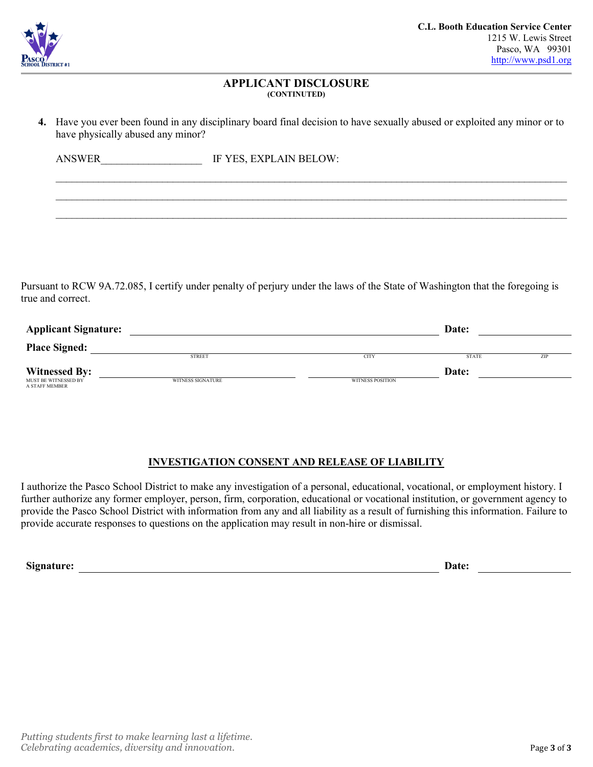**C.L. Booth Education Service Center**
1215 W. Lewis Street
Pasco, WA 99301
http://www.psd1.org

## APPLICANT DISCLOSURE
**(CONTINUTED)**

**4.** Have you ever been found in any disciplinary board final decision to have sexually abused or exploited any minor or to have physically abused any minor?

ANSWER__________________ IF YES, EXPLAIN BELOW:

_____________________________________________________________________________________________

_____________________________________________________________________________________________

_____________________________________________________________________________________________

Pursuant to RCW 9A.72.085, I certify under penalty of perjury under the laws of the State of Washington that the foregoing is true and correct.

**Applicant Signature:** ______________________________________________ **Date:** ______________

**Place Signed:** ______________________________________________________________________
STREET CITY STATE ZIP

**Witnessed By:** ______________________________ ______________________ **Date:** ______________
MUST BE WITNESSED BY A STAFF MEMBER — WITNESS SIGNATURE — WITNESS POSITION

## INVESTIGATION CONSENT AND RELEASE OF LIABILITY

I authorize the Pasco School District to make any investigation of a personal, educational, vocational, or employment history. I further authorize any former employer, person, firm, corporation, educational or vocational institution, or government agency to provide the Pasco School District with information from any and all liability as a result of furnishing this information. Failure to provide accurate responses to questions on the application may result in non-hire or dismissal.

**Signature:** ______________________________________________________ **Date:** ______________

*Putting students first to make learning last a lifetime.*
*Celebrating academics, diversity and innovation.*